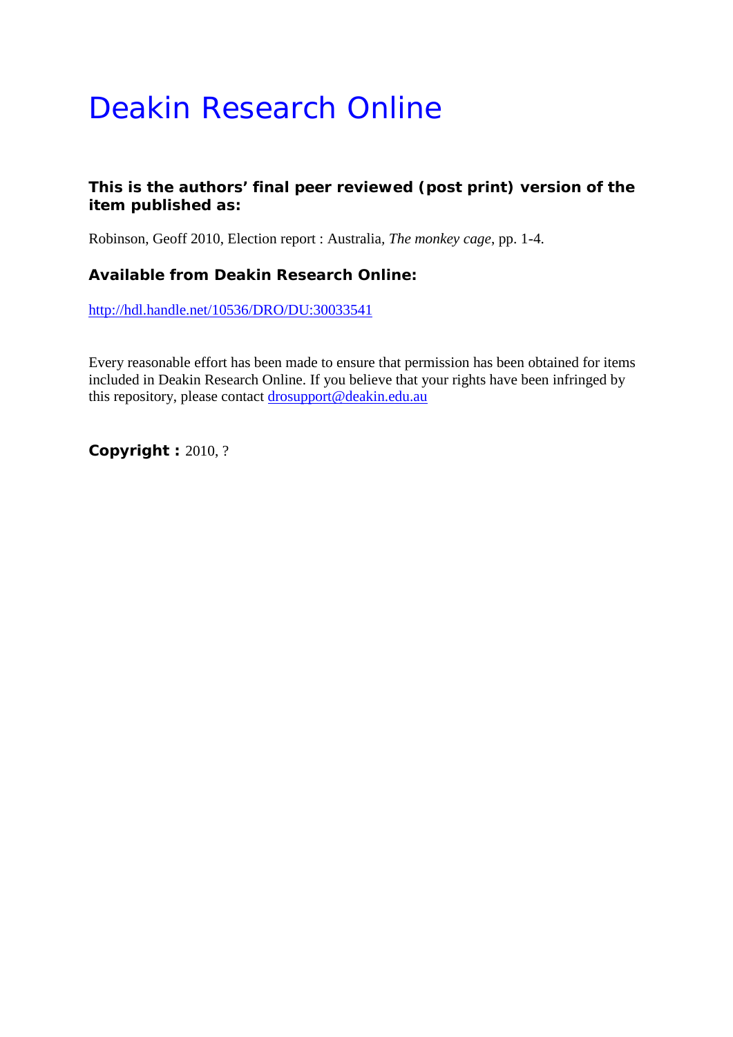# Deakin Research Online

**This is the authors' final peer reviewed (post print) version of the item published as:**

Robinson, Geoff 2010, Election report : Australia, *The monkey cage*, pp. 1-4.

**Available from Deakin Research Online:**

http://hdl.handle.net/10536/DRO/DU:30033541

Every reasonable effort has been made to ensure that permission has been obtained for items included in Deakin Research Online. If you believe that your rights have been infringed by this repository, please contact drosupport@deakin.edu.au

**Copyright :** 2010, ?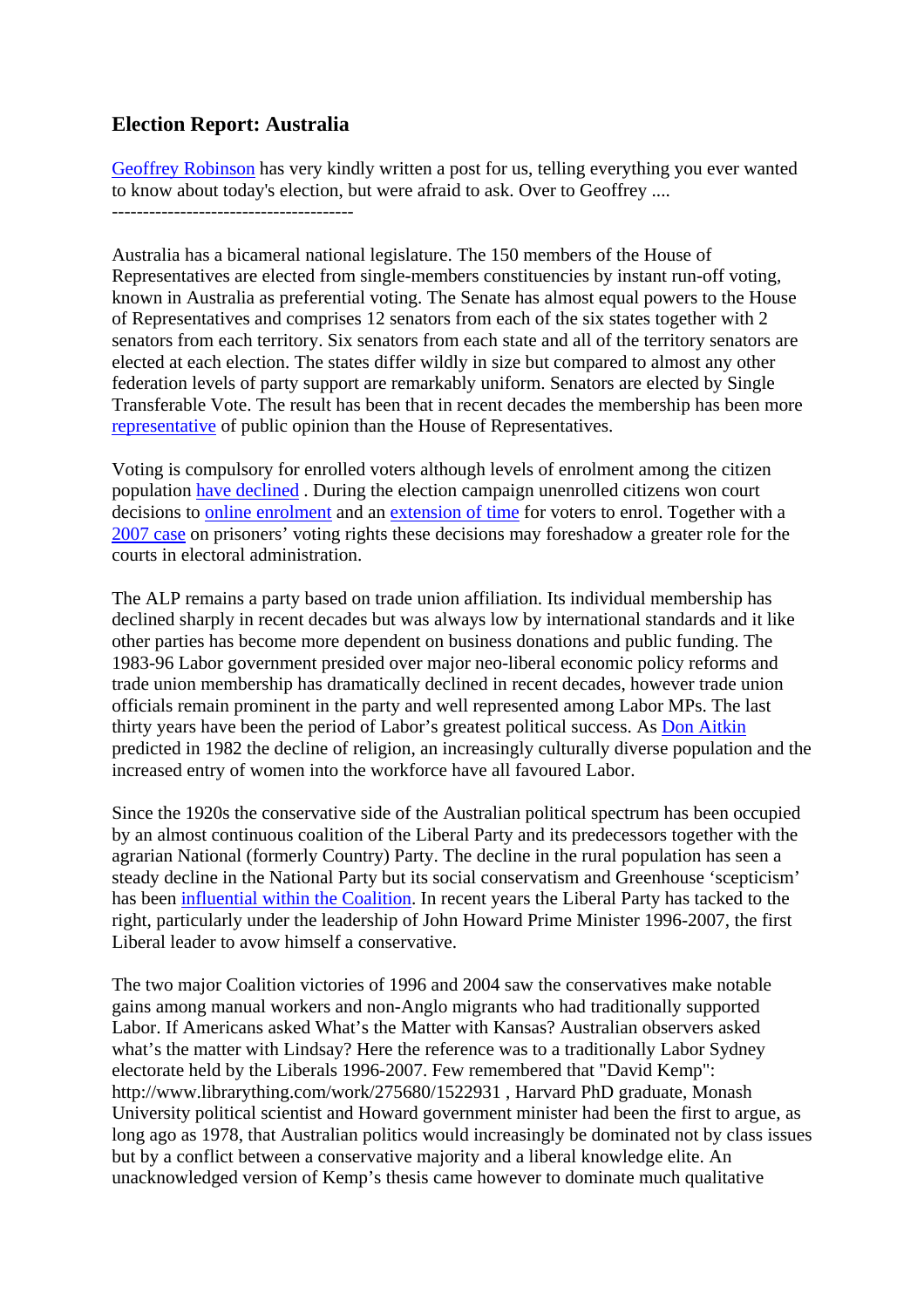## Election Report: Australia

Geoffrey Robinson has very kindly written a post for us, telling everything you ever wanted to know about today's election, but were afraid to ask. Over to Geoffrey ....

---------------------------------------

Australia has a bicameral national legislature. The 150 members of the House of Representatives are elected from single-members constituencies by instant run-off voting, known in Australia as preferential voting. The Senate has almost equal powers to the House of Representatives and comprises 12 senators from each of the six states together with 2 senators from each territory. Six senators from each state and all of the territory senators are elected at each election. The states differ wildly in size but compared to almost any other federation levels of party support are remarkably uniform. Senators are elected by Single Transferable Vote. The result has been that in recent decades the membership has been more representative of public opinion than the House of Representatives.

Voting is compulsory for enrolled voters although levels of enrolment among the citizen population have declined . During the election campaign unenrolled citizens won court decisions to online enrolment and an extension of time for voters to enrol. Together with a 2007 case on prisoners' voting rights these decisions may foreshadow a greater role for the courts in electoral administration.

The ALP remains a party based on trade union affiliation. Its individual membership has declined sharply in recent decades but was always low by international standards and it like other parties has become more dependent on business donations and public funding. The 1983-96 Labor government presided over major neo-liberal economic policy reforms and trade union membership has dramatically declined in recent decades, however trade union officials remain prominent in the party and well represented among Labor MPs. The last thirty years have been the period of Labor's greatest political success. As Don Aitkin predicted in 1982 the decline of religion, an increasingly culturally diverse population and the increased entry of women into the workforce have all favoured Labor.

Since the 1920s the conservative side of the Australian political spectrum has been occupied by an almost continuous coalition of the Liberal Party and its predecessors together with the agrarian National (formerly Country) Party. The decline in the rural population has seen a steady decline in the National Party but its social conservatism and Greenhouse 'scepticism' has been influential within the Coalition. In recent years the Liberal Party has tacked to the right, particularly under the leadership of John Howard Prime Minister 1996-2007, the first Liberal leader to avow himself a conservative.

The two major Coalition victories of 1996 and 2004 saw the conservatives make notable gains among manual workers and non-Anglo migrants who had traditionally supported Labor. If Americans asked What's the Matter with Kansas? Australian observers asked what's the matter with Lindsay? Here the reference was to a traditionally Labor Sydney electorate held by the Liberals 1996-2007. Few remembered that "David Kemp": http://www.librarything.com/work/275680/1522931 , Harvard PhD graduate, Monash University political scientist and Howard government minister had been the first to argue, as long ago as 1978, that Australian politics would increasingly be dominated not by class issues but by a conflict between a conservative majority and a liberal knowledge elite. An unacknowledged version of Kemp's thesis came however to dominate much qualitative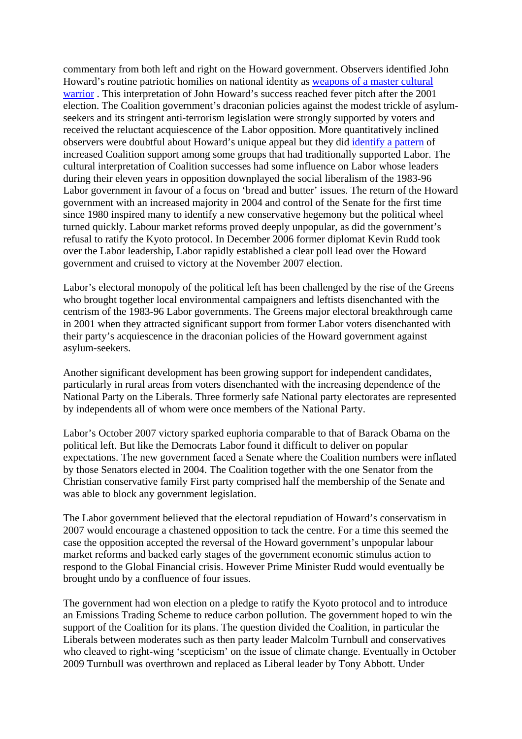commentary from both left and right on the Howard government. Observers identified John Howard's routine patriotic homilies on national identity as weapons of a master cultural warrior . This interpretation of John Howard's success reached fever pitch after the 2001 election. The Coalition government's draconian policies against the modest trickle of asylum-seekers and its stringent anti-terrorism legislation were strongly supported by voters and received the reluctant acquiescence of the Labor opposition. More quantitatively inclined observers were doubtful about Howard's unique appeal but they did identify a pattern of increased Coalition support among some groups that had traditionally supported Labor. The cultural interpretation of Coalition successes had some influence on Labor whose leaders during their eleven years in opposition downplayed the social liberalism of the 1983-96 Labor government in favour of a focus on 'bread and butter' issues. The return of the Howard government with an increased majority in 2004 and control of the Senate for the first time since 1980 inspired many to identify a new conservative hegemony but the political wheel turned quickly. Labour market reforms proved deeply unpopular, as did the government's refusal to ratify the Kyoto protocol. In December 2006 former diplomat Kevin Rudd took over the Labor leadership, Labor rapidly established a clear poll lead over the Howard government and cruised to victory at the November 2007 election.

Labor's electoral monopoly of the political left has been challenged by the rise of the Greens who brought together local environmental campaigners and leftists disenchanted with the centrism of the 1983-96 Labor governments. The Greens major electoral breakthrough came in 2001 when they attracted significant support from former Labor voters disenchanted with their party's acquiescence in the draconian policies of the Howard government against asylum-seekers.

Another significant development has been growing support for independent candidates, particularly in rural areas from voters disenchanted with the increasing dependence of the National Party on the Liberals. Three formerly safe National party electorates are represented by independents all of whom were once members of the National Party.

Labor's October 2007 victory sparked euphoria comparable to that of Barack Obama on the political left. But like the Democrats Labor found it difficult to deliver on popular expectations. The new government faced a Senate where the Coalition numbers were inflated by those Senators elected in 2004. The Coalition together with the one Senator from the Christian conservative family First party comprised half the membership of the Senate and was able to block any government legislation.

The Labor government believed that the electoral repudiation of Howard's conservatism in 2007 would encourage a chastened opposition to tack the centre. For a time this seemed the case the opposition accepted the reversal of the Howard government's unpopular labour market reforms and backed early stages of the government economic stimulus action to respond to the Global Financial crisis. However Prime Minister Rudd would eventually be brought undo by a confluence of four issues.

The government had won election on a pledge to ratify the Kyoto protocol and to introduce an Emissions Trading Scheme to reduce carbon pollution. The government hoped to win the support of the Coalition for its plans. The question divided the Coalition, in particular the Liberals between moderates such as then party leader Malcolm Turnbull and conservatives who cleaved to right-wing 'scepticism' on the issue of climate change. Eventually in October 2009 Turnbull was overthrown and replaced as Liberal leader by Tony Abbott. Under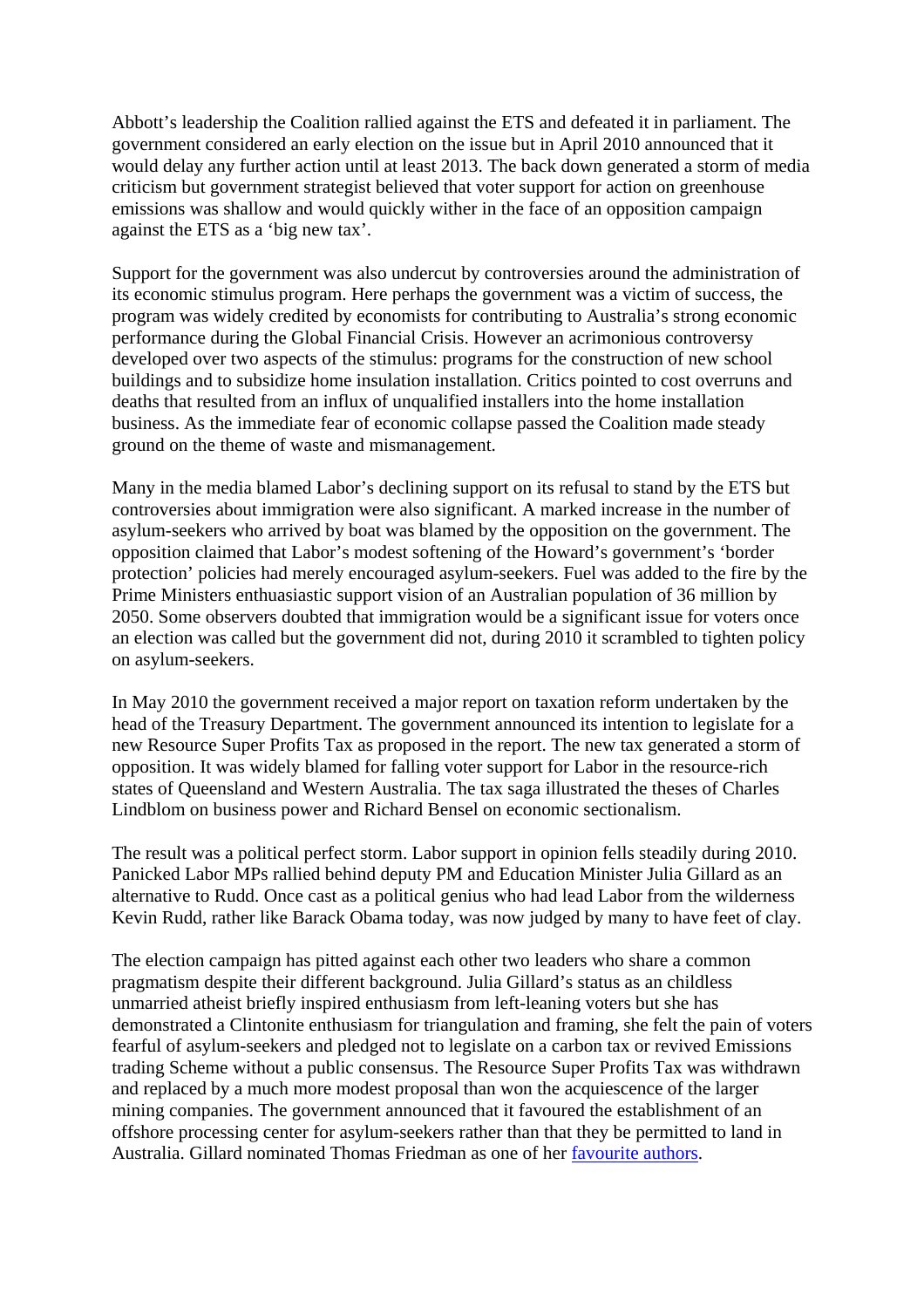Abbott's leadership the Coalition rallied against the ETS and defeated it in parliament. The government considered an early election on the issue but in April 2010 announced that it would delay any further action until at least 2013. The back down generated a storm of media criticism but government strategist believed that voter support for action on greenhouse emissions was shallow and would quickly wither in the face of an opposition campaign against the ETS as a 'big new tax'.

Support for the government was also undercut by controversies around the administration of its economic stimulus program. Here perhaps the government was a victim of success, the program was widely credited by economists for contributing to Australia's strong economic performance during the Global Financial Crisis. However an acrimonious controversy developed over two aspects of the stimulus: programs for the construction of new school buildings and to subsidize home insulation installation. Critics pointed to cost overruns and deaths that resulted from an influx of unqualified installers into the home installation business. As the immediate fear of economic collapse passed the Coalition made steady ground on the theme of waste and mismanagement.

Many in the media blamed Labor's declining support on its refusal to stand by the ETS but controversies about immigration were also significant. A marked increase in the number of asylum-seekers who arrived by boat was blamed by the opposition on the government. The opposition claimed that Labor's modest softening of the Howard's government's 'border protection' policies had merely encouraged asylum-seekers. Fuel was added to the fire by the Prime Ministers enthuasiastic support vision of an Australian population of 36 million by 2050. Some observers doubted that immigration would be a significant issue for voters once an election was called but the government did not, during 2010 it scrambled to tighten policy on asylum-seekers.

In May 2010 the government received a major report on taxation reform undertaken by the head of the Treasury Department. The government announced its intention to legislate for a new Resource Super Profits Tax as proposed in the report. The new tax generated a storm of opposition. It was widely blamed for falling voter support for Labor in the resource-rich states of Queensland and Western Australia. The tax saga illustrated the theses of Charles Lindblom on business power and Richard Bensel on economic sectionalism.

The result was a political perfect storm. Labor support in opinion fells steadily during 2010. Panicked Labor MPs rallied behind deputy PM and Education Minister Julia Gillard as an alternative to Rudd. Once cast as a political genius who had lead Labor from the wilderness Kevin Rudd, rather like Barack Obama today, was now judged by many to have feet of clay.

The election campaign has pitted against each other two leaders who share a common pragmatism despite their different background. Julia Gillard's status as an childless unmarried atheist briefly inspired enthusiasm from left-leaning voters but she has demonstrated a Clintonite enthusiasm for triangulation and framing, she felt the pain of voters fearful of asylum-seekers and pledged not to legislate on a carbon tax or revived Emissions trading Scheme without a public consensus. The Resource Super Profits Tax was withdrawn and replaced by a much more modest proposal than won the acquiescence of the larger mining companies. The government announced that it favoured the establishment of an offshore processing center for asylum-seekers rather than that they be permitted to land in Australia. Gillard nominated Thomas Friedman as one of her favourite authors.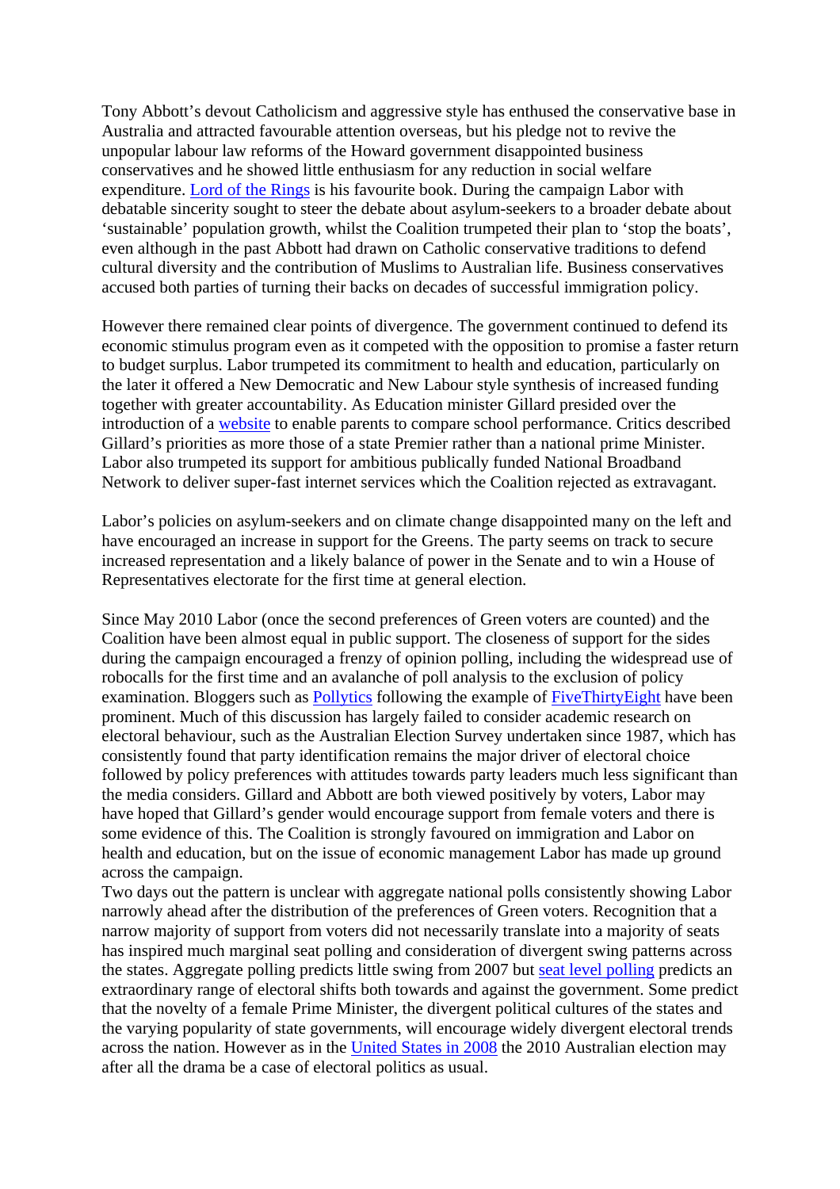Tony Abbott's devout Catholicism and aggressive style has enthused the conservative base in Australia and attracted favourable attention overseas, but his pledge not to revive the unpopular labour law reforms of the Howard government disappointed business conservatives and he showed little enthusiasm for any reduction in social welfare expenditure. [Lord of the Rings] is his favourite book. During the campaign Labor with debatable sincerity sought to steer the debate about asylum-seekers to a broader debate about 'sustainable' population growth, whilst the Coalition trumpeted their plan to 'stop the boats', even although in the past Abbott had drawn on Catholic conservative traditions to defend cultural diversity and the contribution of Muslims to Australian life. Business conservatives accused both parties of turning their backs on decades of successful immigration policy.

However there remained clear points of divergence. The government continued to defend its economic stimulus program even as it competed with the opposition to promise a faster return to budget surplus. Labor trumpeted its commitment to health and education, particularly on the later it offered a New Democratic and New Labour style synthesis of increased funding together with greater accountability. As Education minister Gillard presided over the introduction of a [website] to enable parents to compare school performance. Critics described Gillard's priorities as more those of a state Premier rather than a national prime Minister. Labor also trumpeted its support for ambitious publically funded National Broadband Network to deliver super-fast internet services which the Coalition rejected as extravagant.

Labor's policies on asylum-seekers and on climate change disappointed many on the left and have encouraged an increase in support for the Greens. The party seems on track to secure increased representation and a likely balance of power in the Senate and to win a House of Representatives electorate for the first time at general election.

Since May 2010 Labor (once the second preferences of Green voters are counted) and the Coalition have been almost equal in public support. The closeness of support for the sides during the campaign encouraged a frenzy of opinion polling, including the widespread use of robocalls for the first time and an avalanche of poll analysis to the exclusion of policy examination. Bloggers such as [Pollytics] following the example of [FiveThirtyEight] have been prominent. Much of this discussion has largely failed to consider academic research on electoral behaviour, such as the Australian Election Survey undertaken since 1987, which has consistently found that party identification remains the major driver of electoral choice followed by policy preferences with attitudes towards party leaders much less significant than the media considers. Gillard and Abbott are both viewed positively by voters, Labor may have hoped that Gillard's gender would encourage support from female voters and there is some evidence of this. The Coalition is strongly favoured on immigration and Labor on health and education, but on the issue of economic management Labor has made up ground across the campaign.

Two days out the pattern is unclear with aggregate national polls consistently showing Labor narrowly ahead after the distribution of the preferences of Green voters. Recognition that a narrow majority of support from voters did not necessarily translate into a majority of seats has inspired much marginal seat polling and consideration of divergent swing patterns across the states. Aggregate polling predicts little swing from 2007 but [seat level polling] predicts an extraordinary range of electoral shifts both towards and against the government. Some predict that the novelty of a female Prime Minister, the divergent political cultures of the states and the varying popularity of state governments, will encourage widely divergent electoral trends across the nation. However as in the [United States in 2008] the 2010 Australian election may after all the drama be a case of electoral politics as usual.